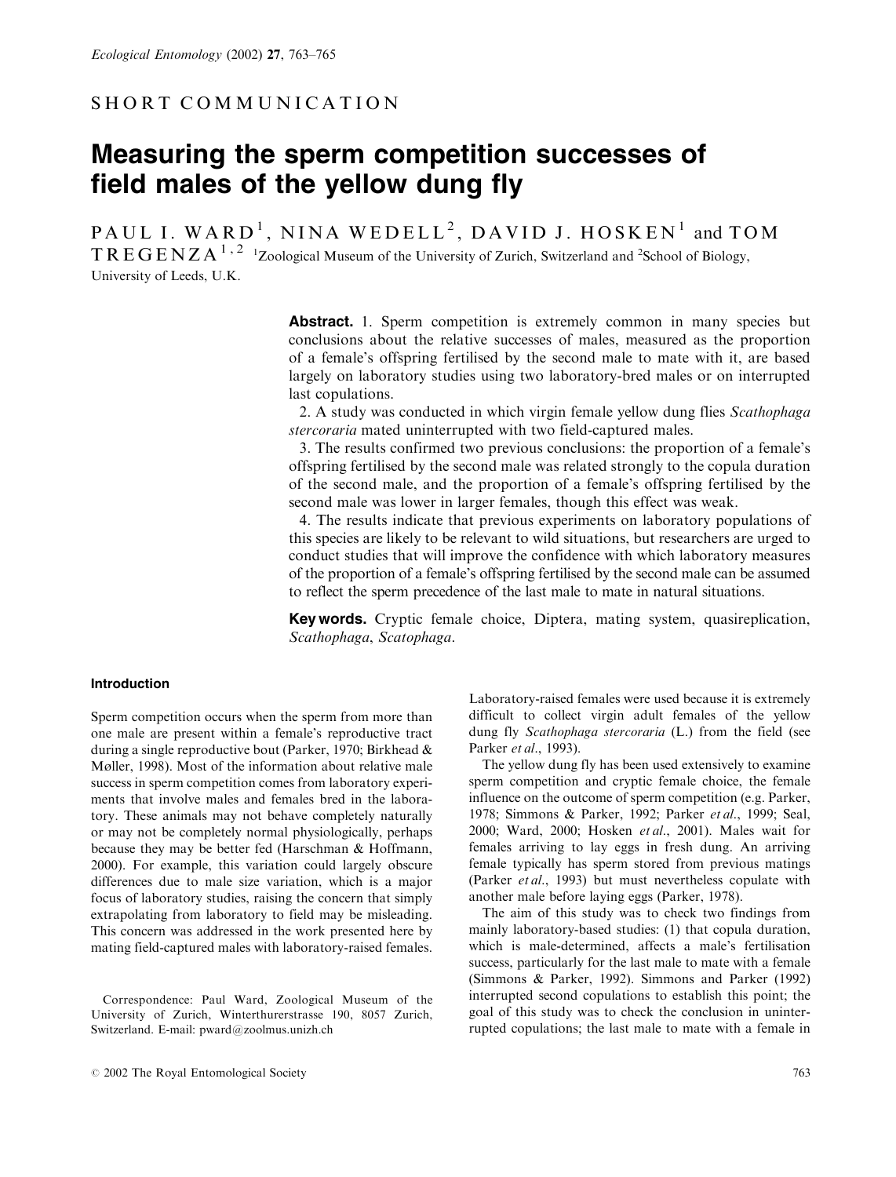SHORT COMMUNICATION

# Measuring the sperm competition successes of field males of the yellow dung fly

PAUL I. WARD[1], NINA WEDELL[2], DAVID J. HOSKEN[1] and TOM TREGENZA[1,2] [1]Zoological Museum of the University of Zurich, Switzerland and [2]School of Biology, University of Leeds, U.K.

**Abstract.** 1. Sperm competition is extremely common in many species but conclusions about the relative successes of males, measured as the proportion of a female's offspring fertilised by the second male to mate with it, are based largely on laboratory studies using two laboratory-bred males or on interrupted last copulations.

2. A study was conducted in which virgin female yellow dung flies *Scathophaga stercoraria* mated uninterrupted with two field-captured males.

3. The results confirmed two previous conclusions: the proportion of a female's offspring fertilised by the second male was related strongly to the copula duration of the second male, and the proportion of a female's offspring fertilised by the second male was lower in larger females, though this effect was weak.

4. The results indicate that previous experiments on laboratory populations of this species are likely to be relevant to wild situations, but researchers are urged to conduct studies that will improve the confidence with which laboratory measures of the proportion of a female's offspring fertilised by the second male can be assumed to reflect the sperm precedence of the last male to mate in natural situations.

**Key words.** Cryptic female choice, Diptera, mating system, quasireplication, *Scathophaga*, *Scatophaga*.

## Introduction

Sperm competition occurs when the sperm from more than one male are present within a female's reproductive tract during a single reproductive bout (Parker, 1970; Birkhead & Møller, 1998). Most of the information about relative male success in sperm competition comes from laboratory experiments that involve males and females bred in the laboratory. These animals may not behave completely naturally or may not be completely normal physiologically, perhaps because they may be better fed (Harschman & Hoffmann, 2000). For example, this variation could largely obscure differences due to male size variation, which is a major focus of laboratory studies, raising the concern that simply extrapolating from laboratory to field may be misleading. This concern was addressed in the work presented here by mating field-captured males with laboratory-raised females.

Correspondence: Paul Ward, Zoological Museum of the University of Zurich, Winterthurerstrasse 190, 8057 Zurich, Switzerland. E-mail: pward@zoolmus.unizh.ch

Laboratory-raised females were used because it is extremely difficult to collect virgin adult females of the yellow dung fly *Scathophaga stercoraria* (L.) from the field (see Parker *et al*., 1993).

The yellow dung fly has been used extensively to examine sperm competition and cryptic female choice, the female influence on the outcome of sperm competition (e.g. Parker, 1978; Simmons & Parker, 1992; Parker *et al*., 1999; Seal, 2000; Ward, 2000; Hosken *et al*., 2001). Males wait for females arriving to lay eggs in fresh dung. An arriving female typically has sperm stored from previous matings (Parker *et al*., 1993) but must nevertheless copulate with another male before laying eggs (Parker, 1978).

The aim of this study was to check two findings from mainly laboratory-based studies: (1) that copula duration, which is male-determined, affects a male's fertilisation success, particularly for the last male to mate with a female (Simmons & Parker, 1992). Simmons and Parker (1992) interrupted second copulations to establish this point; the goal of this study was to check the conclusion in uninterrupted copulations; the last male to mate with a female in

© 2002 The Royal Entomological Society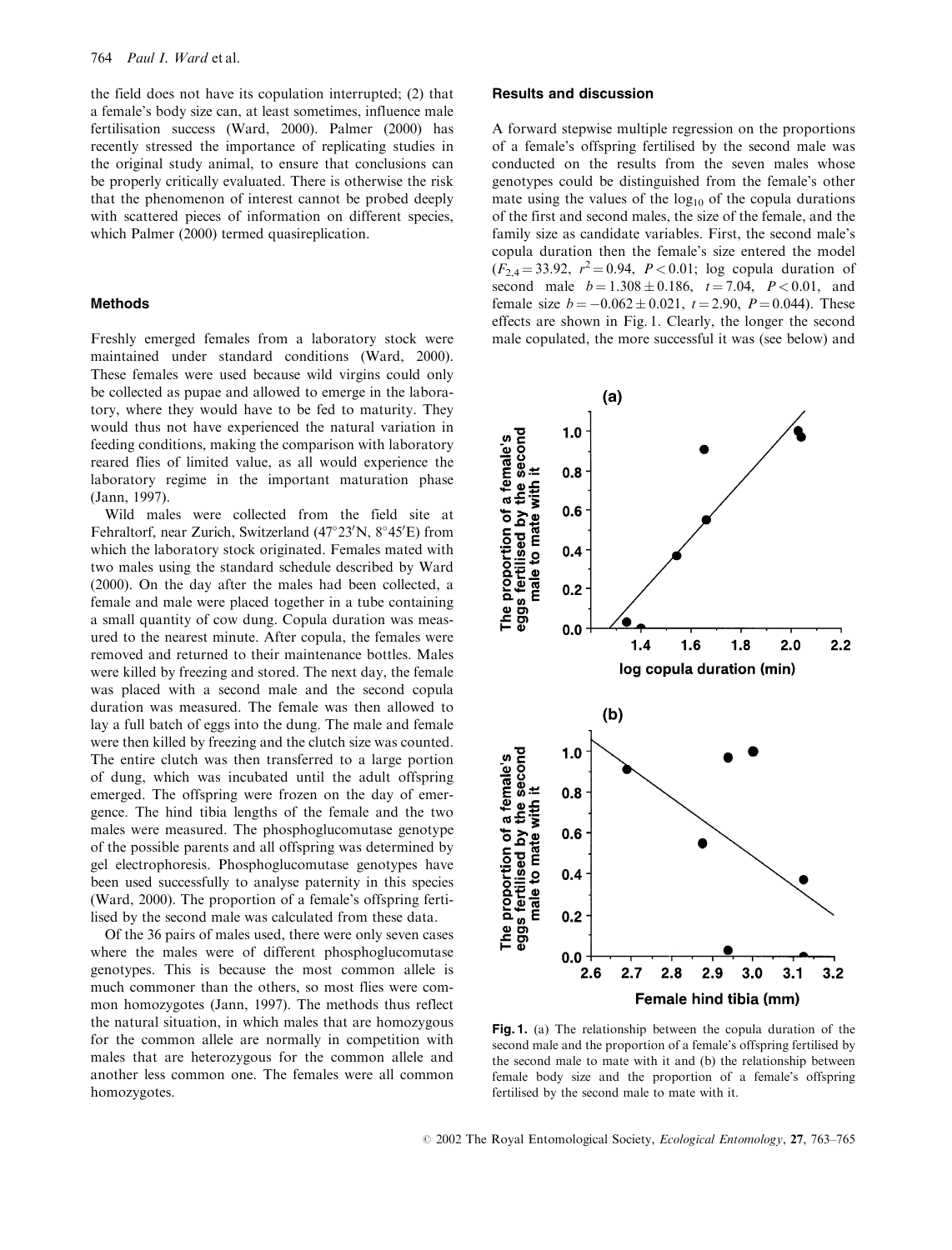the field does not have its copulation interrupted; (2) that a female's body size can, at least sometimes, influence male fertilisation success (Ward, 2000). Palmer (2000) has recently stressed the importance of replicating studies in the original study animal, to ensure that conclusions can be properly critically evaluated. There is otherwise the risk that the phenomenon of interest cannot be probed deeply with scattered pieces of information on different species, which Palmer (2000) termed quasireplication.

## Methods

Freshly emerged females from a laboratory stock were maintained under standard conditions (Ward, 2000). These females were used because wild virgins could only be collected as pupae and allowed to emerge in the laboratory, where they would have to be fed to maturity. They would thus not have experienced the natural variation in feeding conditions, making the comparison with laboratory reared flies of limited value, as all would experience the laboratory regime in the important maturation phase (Jann, 1997).

Wild males were collected from the field site at Fehraltorf, near Zurich, Switzerland (47°23′N, 8°45′E) from which the laboratory stock originated. Females mated with two males using the standard schedule described by Ward (2000). On the day after the males had been collected, a female and male were placed together in a tube containing a small quantity of cow dung. Copula duration was measured to the nearest minute. After copula, the females were removed and returned to their maintenance bottles. Males were killed by freezing and stored. The next day, the female was placed with a second male and the second copula duration was measured. The female was then allowed to lay a full batch of eggs into the dung. The male and female were then killed by freezing and the clutch size was counted. The entire clutch was then transferred to a large portion of dung, which was incubated until the adult offspring emerged. The offspring were frozen on the day of emergence. The hind tibia lengths of the female and the two males were measured. The phosphoglucomutase genotype of the possible parents and all offspring was determined by gel electrophoresis. Phosphoglucomutase genotypes have been used successfully to analyse paternity in this species (Ward, 2000). The proportion of a female's offspring fertilised by the second male was calculated from these data.

Of the 36 pairs of males used, there were only seven cases where the males were of different phosphoglucomutase genotypes. This is because the most common allele is much commoner than the others, so most flies were common homozygotes (Jann, 1997). The methods thus reflect the natural situation, in which males that are homozygous for the common allele are normally in competition with males that are heterozygous for the common allele and another less common one. The females were all common homozygotes.

## Results and discussion

A forward stepwise multiple regression on the proportions of a female's offspring fertilised by the second male was conducted on the results from the seven males whose genotypes could be distinguished from the female's other mate using the values of the $\log_{10}$ of the copula durations of the first and second males, the size of the female, and the family size as candidate variables. First, the second male's copula duration then the female's size entered the model ($F_{2,4} = 33.92$, $r^2 = 0.94$, $P < 0.01$; log copula duration of second male $b = 1.308 \pm 0.186$, $t = 7.04$, $P < 0.01$, and female size $b = -0.062 \pm 0.021$, $t = 2.90$, $P = 0.044$). These effects are shown in Fig. 1. Clearly, the longer the second male copulated, the more successful it was (see below) and

(a)

The proportion of a female's eggs fertilised by the second male to mate with it

0.0
0.2
0.4
0.6
0.8
1.0

1.4
1.6
1.8
2.0
2.2

log copula duration (min)

(b)

The proportion of a female's eggs fertilised by the second male to mate with it

0.0
0.2
0.4
0.6
0.8
1.0

2.6
2.7
2.8
2.9
3.0
3.1
3.2

Female hind tibia (mm)

**Fig. 1.** (a) The relationship between the copula duration of the second male and the proportion of a female's offspring fertilised by the second male to mate with it and (b) the relationship between female body size and the proportion of a female's offspring fertilised by the second male to mate with it.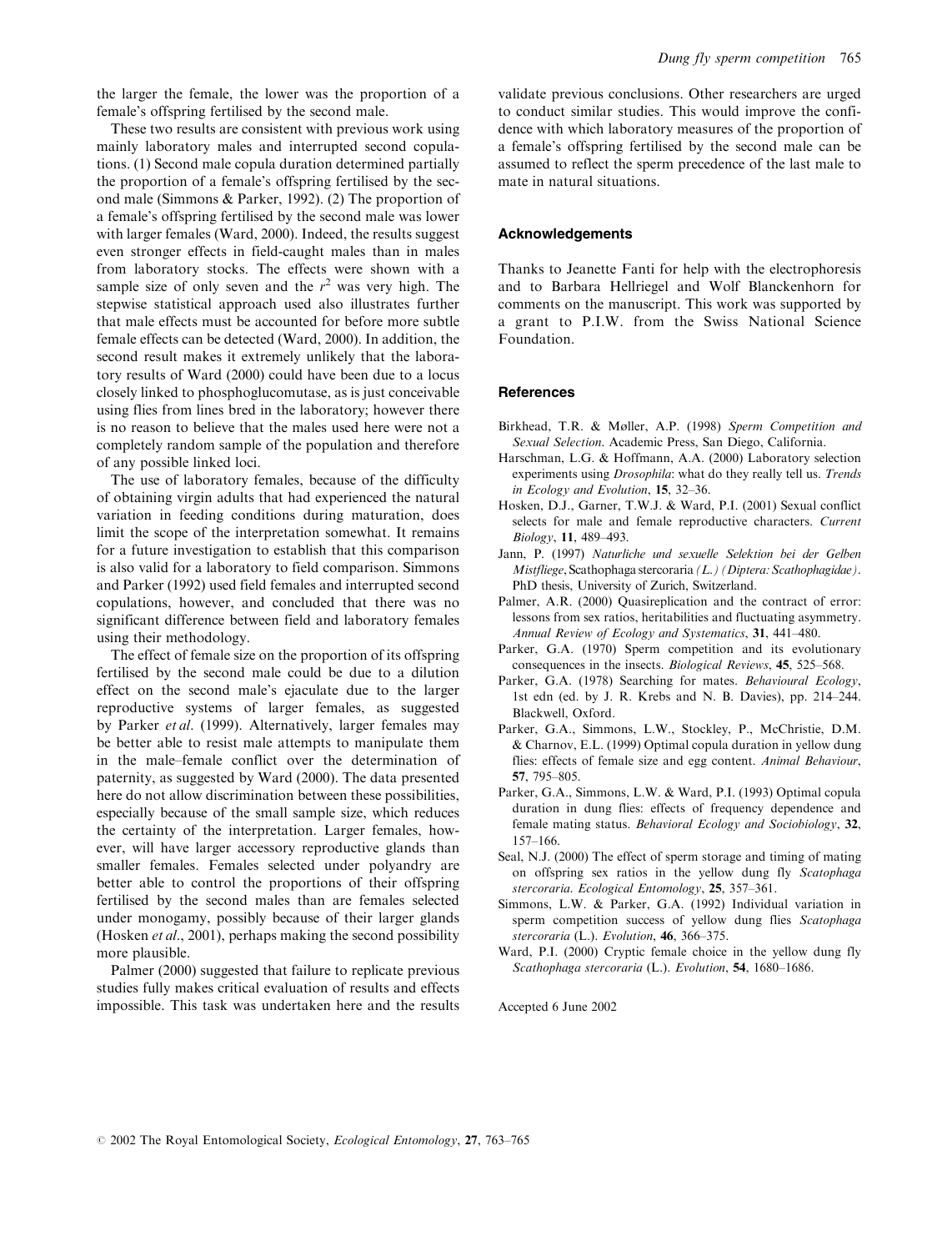the larger the female, the lower was the proportion of a female's offspring fertilised by the second male.

These two results are consistent with previous work using mainly laboratory males and interrupted second copulations. (1) Second male copula duration determined partially the proportion of a female's offspring fertilised by the second male (Simmons & Parker, 1992). (2) The proportion of a female's offspring fertilised by the second male was lower with larger females (Ward, 2000). Indeed, the results suggest even stronger effects in field-caught males than in males from laboratory stocks. The effects were shown with a sample size of only seven and the $r^2$ was very high. The stepwise statistical approach used also illustrates further that male effects must be accounted for before more subtle female effects can be detected (Ward, 2000). In addition, the second result makes it extremely unlikely that the laboratory results of Ward (2000) could have been due to a locus closely linked to phosphoglucomutase, as is just conceivable using flies from lines bred in the laboratory; however there is no reason to believe that the males used here were not a completely random sample of the population and therefore of any possible linked loci.

The use of laboratory females, because of the difficulty of obtaining virgin adults that had experienced the natural variation in feeding conditions during maturation, does limit the scope of the interpretation somewhat. It remains for a future investigation to establish that this comparison is also valid for a laboratory to field comparison. Simmons and Parker (1992) used field females and interrupted second copulations, however, and concluded that there was no significant difference between field and laboratory females using their methodology.

The effect of female size on the proportion of its offspring fertilised by the second male could be due to a dilution effect on the second male's ejaculate due to the larger reproductive systems of larger females, as suggested by Parker *et al*. (1999). Alternatively, larger females may be better able to resist male attempts to manipulate them in the male–female conflict over the determination of paternity, as suggested by Ward (2000). The data presented here do not allow discrimination between these possibilities, especially because of the small sample size, which reduces the certainty of the interpretation. Larger females, however, will have larger accessory reproductive glands than smaller females. Females selected under polyandry are better able to control the proportions of their offspring fertilised by the second males than are females selected under monogamy, possibly because of their larger glands (Hosken *et al*., 2001), perhaps making the second possibility more plausible.

Palmer (2000) suggested that failure to replicate previous studies fully makes critical evaluation of results and effects impossible. This task was undertaken here and the results validate previous conclusions. Other researchers are urged to conduct similar studies. This would improve the confidence with which laboratory measures of the proportion of a female's offspring fertilised by the second male can be assumed to reflect the sperm precedence of the last male to mate in natural situations.

## Acknowledgements

Thanks to Jeanette Fanti for help with the electrophoresis and to Barbara Hellriegel and Wolf Blanckenhorn for comments on the manuscript. This work was supported by a grant to P.I.W. from the Swiss National Science Foundation.

## References

Birkhead, T.R. & Møller, A.P. (1998) *Sperm Competition and Sexual Selection*. Academic Press, San Diego, California.

Harschman, L.G. & Hoffmann, A.A. (2000) Laboratory selection experiments using *Drosophila*: what do they really tell us. *Trends in Ecology and Evolution*, **15**, 32–36.

Hosken, D.J., Garner, T.W.J. & Ward, P.I. (2001) Sexual conflict selects for male and female reproductive characters. *Current Biology*, **11**, 489–493.

Jann, P. (1997) *Naturliche und sexuelle Selektion bei der Gelben Mistfliege*, Scathophaga stercoraria *(L.) (Diptera: Scathophagidae)*. PhD thesis, University of Zurich, Switzerland.

Palmer, A.R. (2000) Quasireplication and the contract of error: lessons from sex ratios, heritabilities and fluctuating asymmetry. *Annual Review of Ecology and Systematics*, **31**, 441–480.

Parker, G.A. (1970) Sperm competition and its evolutionary consequences in the insects. *Biological Reviews*, **45**, 525–568.

Parker, G.A. (1978) Searching for mates. *Behavioural Ecology*, 1st edn (ed. by J. R. Krebs and N. B. Davies), pp. 214–244. Blackwell, Oxford.

Parker, G.A., Simmons, L.W., Stockley, P., McChristie, D.M. & Charnov, E.L. (1999) Optimal copula duration in yellow dung flies: effects of female size and egg content. *Animal Behaviour*, **57**, 795–805.

Parker, G.A., Simmons, L.W. & Ward, P.I. (1993) Optimal copula duration in dung flies: effects of frequency dependence and female mating status. *Behavioral Ecology and Sociobiology*, **32**, 157–166.

Seal, N.J. (2000) The effect of sperm storage and timing of mating on offspring sex ratios in the yellow dung fly *Scatophaga stercoraria*. *Ecological Entomology*, **25**, 357–361.

Simmons, L.W. & Parker, G.A. (1992) Individual variation in sperm competition success of yellow dung flies *Scatophaga stercoraria* (L.). *Evolution*, **46**, 366–375.

Ward, P.I. (2000) Cryptic female choice in the yellow dung fly *Scathophaga stercoraria* (L.). *Evolution*, **54**, 1680–1686.

Accepted 6 June 2002